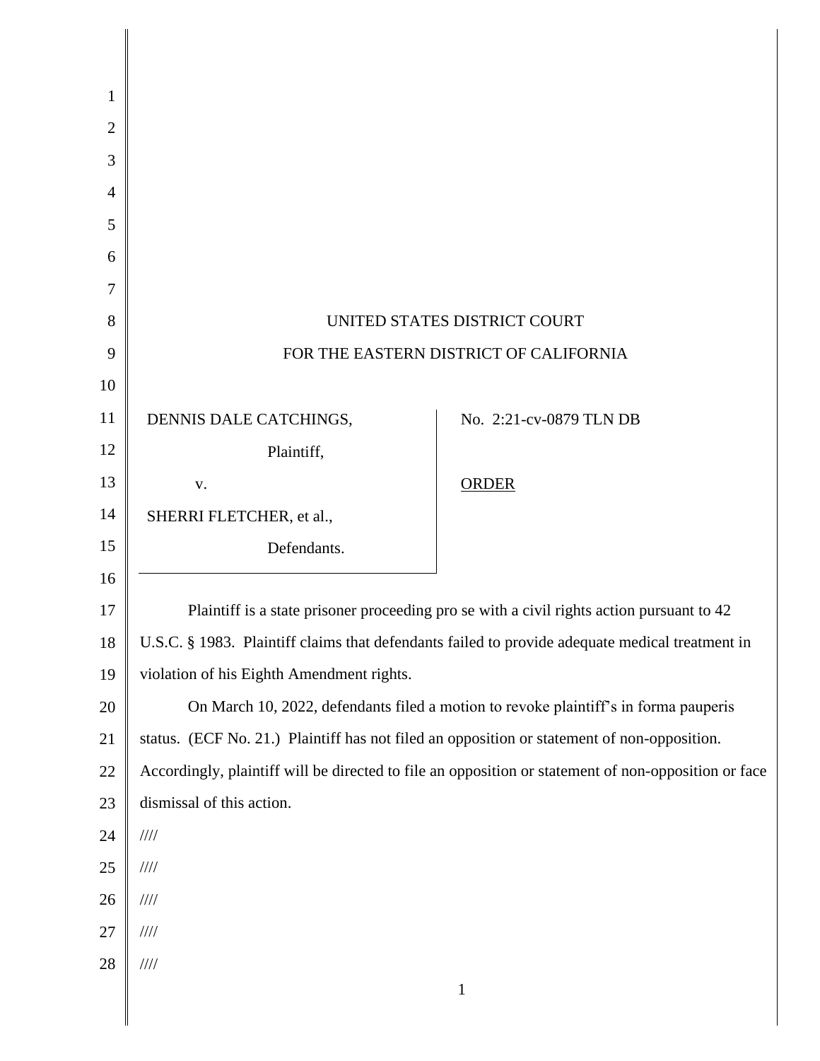UNITED STATES DISTRICT COURT

FOR THE EASTERN DISTRICT OF CALIFORNIA

| | |
|---|---|
| DENNIS DALE CATCHINGS, Plaintiff, v. SHERRI FLETCHER, et al., Defendants. | No. 2:21-cv-0879 TLN DB <br><br> ORDER |

Plaintiff is a state prisoner proceeding pro se with a civil rights action pursuant to 42 U.S.C. § 1983. Plaintiff claims that defendants failed to provide adequate medical treatment in violation of his Eighth Amendment rights.

On March 10, 2022, defendants filed a motion to revoke plaintiff's in forma pauperis status. (ECF No. 21.) Plaintiff has not filed an opposition or statement of non-opposition. Accordingly, plaintiff will be directed to file an opposition or statement of non-opposition or face dismissal of this action.

////

////

////

////

////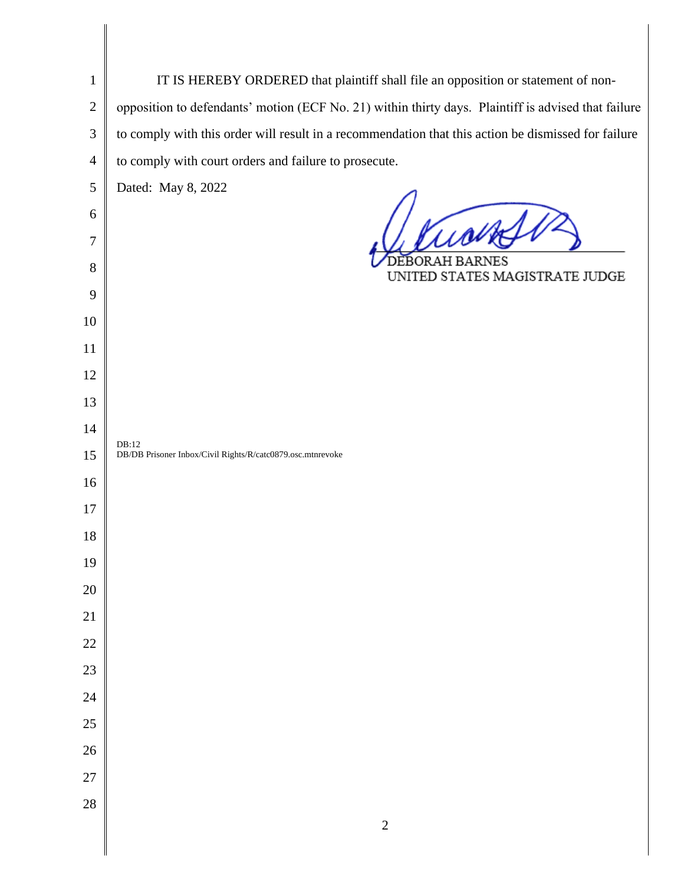IT IS HEREBY ORDERED that plaintiff shall file an opposition or statement of non-opposition to defendants' motion (ECF No. 21) within thirty days. Plaintiff is advised that failure to comply with this order will result in a recommendation that this action be dismissed for failure to comply with court orders and failure to prosecute.

Dated: May 8, 2022

DEBORAH BARNES
UNITED STATES MAGISTRATE JUDGE

DB:12
DB/DB Prisoner Inbox/Civil Rights/R/catc0879.osc.mtnrevoke